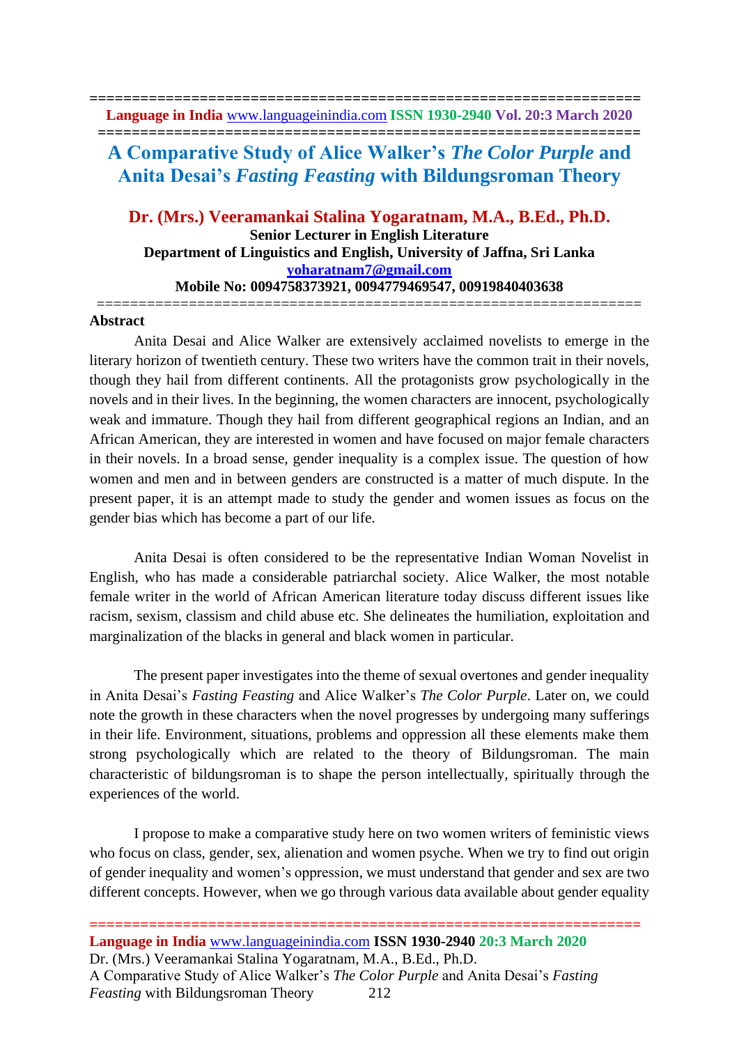# A Comparative Study of Alice Walker's *The Color Purple* and Anita Desai's *Fasting Feasting* with Bildungsroman Theory

**Dr. (Mrs.) Veeramankai Stalina Yogaratnam, M.A., B.Ed., Ph.D.**
**Senior Lecturer in English Literature**
**Department of Linguistics and English, University of Jaffna, Sri Lanka**
**yoharatnam7@gmail.com**
**Mobile No: 0094758373921, 0094779469547, 00919840403638**

## Abstract

Anita Desai and Alice Walker are extensively acclaimed novelists to emerge in the literary horizon of twentieth century. These two writers have the common trait in their novels, though they hail from different continents. All the protagonists grow psychologically in the novels and in their lives. In the beginning, the women characters are innocent, psychologically weak and immature. Though they hail from different geographical regions an Indian, and an African American, they are interested in women and have focused on major female characters in their novels. In a broad sense, gender inequality is a complex issue. The question of how women and men and in between genders are constructed is a matter of much dispute. In the present paper, it is an attempt made to study the gender and women issues as focus on the gender bias which has become a part of our life.

Anita Desai is often considered to be the representative Indian Woman Novelist in English, who has made a considerable patriarchal society. Alice Walker, the most notable female writer in the world of African American literature today discuss different issues like racism, sexism, classism and child abuse etc. She delineates the humiliation, exploitation and marginalization of the blacks in general and black women in particular.

The present paper investigates into the theme of sexual overtones and gender inequality in Anita Desai's *Fasting Feasting* and Alice Walker's *The Color Purple*. Later on, we could note the growth in these characters when the novel progresses by undergoing many sufferings in their life. Environment, situations, problems and oppression all these elements make them strong psychologically which are related to the theory of Bildungsroman. The main characteristic of bildungsroman is to shape the person intellectually, spiritually through the experiences of the world.

I propose to make a comparative study here on two women writers of feministic views who focus on class, gender, sex, alienation and women psyche. When we try to find out origin of gender inequality and women's oppression, we must understand that gender and sex are two different concepts. However, when we go through various data available about gender equality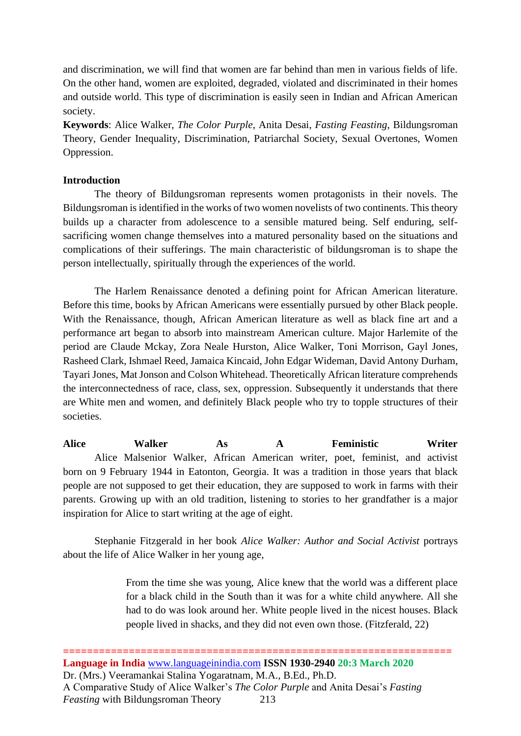and discrimination, we will find that women are far behind than men in various fields of life. On the other hand, women are exploited, degraded, violated and discriminated in their homes and outside world. This type of discrimination is easily seen in Indian and African American society.

**Keywords**: Alice Walker, *The Color Purple*, Anita Desai, *Fasting Feasting*, Bildungsroman Theory, Gender Inequality, Discrimination, Patriarchal Society, Sexual Overtones, Women Oppression.

## Introduction

The theory of Bildungsroman represents women protagonists in their novels. The Bildungsroman is identified in the works of two women novelists of two continents. This theory builds up a character from adolescence to a sensible matured being. Self enduring, self-sacrificing women change themselves into a matured personality based on the situations and complications of their sufferings. The main characteristic of bildungsroman is to shape the person intellectually, spiritually through the experiences of the world.

The Harlem Renaissance denoted a defining point for African American literature. Before this time, books by African Americans were essentially pursued by other Black people. With the Renaissance, though, African American literature as well as black fine art and a performance art began to absorb into mainstream American culture. Major Harlemite of the period are Claude Mckay, Zora Neale Hurston, Alice Walker, Toni Morrison, Gayl Jones, Rasheed Clark, Ishmael Reed, Jamaica Kincaid, John Edgar Wideman, David Antony Durham, Tayari Jones, Mat Jonson and Colson Whitehead. Theoretically African literature comprehends the interconnectedness of race, class, sex, oppression. Subsequently it understands that there are White men and women, and definitely Black people who try to topple structures of their societies.

## Alice Walker As A Feministic Writer

Alice Malsenior Walker, African American writer, poet, feminist, and activist born on 9 February 1944 in Eatonton, Georgia. It was a tradition in those years that black people are not supposed to get their education, they are supposed to work in farms with their parents. Growing up with an old tradition, listening to stories to her grandfather is a major inspiration for Alice to start writing at the age of eight.

Stephanie Fitzgerald in her book *Alice Walker: Author and Social Activist* portrays about the life of Alice Walker in her young age,

> From the time she was young, Alice knew that the world was a different place for a black child in the South than it was for a white child anywhere. All she had to do was look around her. White people lived in the nicest houses. Black people lived in shacks, and they did not even own those. (Fitzferald, 22)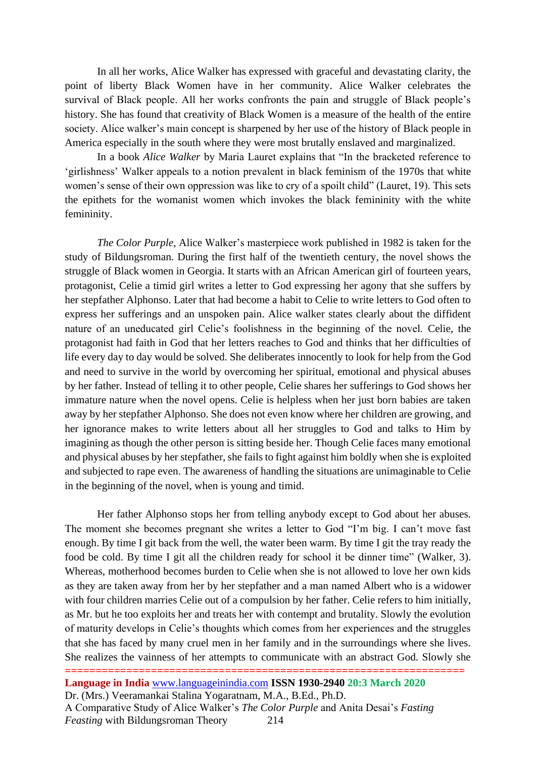In all her works, Alice Walker has expressed with graceful and devastating clarity, the point of liberty Black Women have in her community. Alice Walker celebrates the survival of Black people. All her works confronts the pain and struggle of Black people's history. She has found that creativity of Black Women is a measure of the health of the entire society. Alice walker's main concept is sharpened by her use of the history of Black people in America especially in the south where they were most brutally enslaved and marginalized.

In a book *Alice Walker* by Maria Lauret explains that "In the bracketed reference to 'girlishness' Walker appeals to a notion prevalent in black feminism of the 1970s that white women's sense of their own oppression was like to cry of a spoilt child" (Lauret, 19). This sets the epithets for the womanist women which invokes the black femininity with the white femininity.

*The Color Purple*, Alice Walker's masterpiece work published in 1982 is taken for the study of Bildungsroman. During the first half of the twentieth century, the novel shows the struggle of Black women in Georgia. It starts with an African American girl of fourteen years, protagonist, Celie a timid girl writes a letter to God expressing her agony that she suffers by her stepfather Alphonso. Later that had become a habit to Celie to write letters to God often to express her sufferings and an unspoken pain. Alice walker states clearly about the diffident nature of an uneducated girl Celie's foolishness in the beginning of the novel. Celie, the protagonist had faith in God that her letters reaches to God and thinks that her difficulties of life every day to day would be solved. She deliberates innocently to look for help from the God and need to survive in the world by overcoming her spiritual, emotional and physical abuses by her father. Instead of telling it to other people, Celie shares her sufferings to God shows her immature nature when the novel opens. Celie is helpless when her just born babies are taken away by her stepfather Alphonso. She does not even know where her children are growing, and her ignorance makes to write letters about all her struggles to God and talks to Him by imagining as though the other person is sitting beside her. Though Celie faces many emotional and physical abuses by her stepfather, she fails to fight against him boldly when she is exploited and subjected to rape even. The awareness of handling the situations are unimaginable to Celie in the beginning of the novel, when is young and timid.

Her father Alphonso stops her from telling anybody except to God about her abuses. The moment she becomes pregnant she writes a letter to God "I'm big. I can't move fast enough. By time I git back from the well, the water been warm. By time I git the tray ready the food be cold. By time I git all the children ready for school it be dinner time" (Walker, 3). Whereas, motherhood becomes burden to Celie when she is not allowed to love her own kids as they are taken away from her by her stepfather and a man named Albert who is a widower with four children marries Celie out of a compulsion by her father. Celie refers to him initially, as Mr. but he too exploits her and treats her with contempt and brutality. Slowly the evolution of maturity develops in Celie's thoughts which comes from her experiences and the struggles that she has faced by many cruel men in her family and in the surroundings where she lives. She realizes the vainness of her attempts to communicate with an abstract God. Slowly she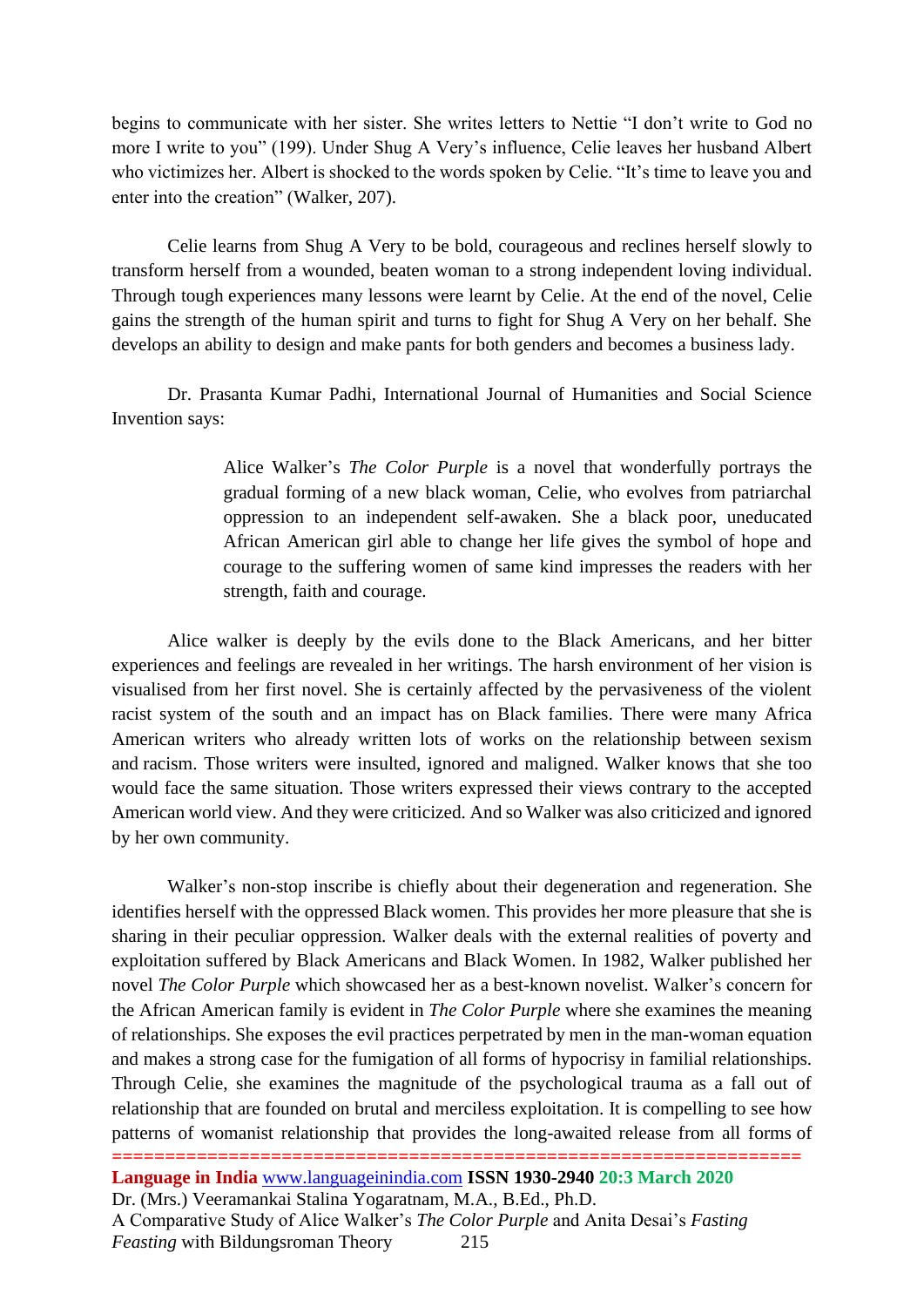begins to communicate with her sister. She writes letters to Nettie "I don't write to God no more I write to you" (199). Under Shug A Very's influence, Celie leaves her husband Albert who victimizes her. Albert is shocked to the words spoken by Celie. "It's time to leave you and enter into the creation" (Walker, 207).

Celie learns from Shug A Very to be bold, courageous and reclines herself slowly to transform herself from a wounded, beaten woman to a strong independent loving individual. Through tough experiences many lessons were learnt by Celie. At the end of the novel, Celie gains the strength of the human spirit and turns to fight for Shug A Very on her behalf. She develops an ability to design and make pants for both genders and becomes a business lady.

Dr. Prasanta Kumar Padhi, International Journal of Humanities and Social Science Invention says:

> Alice Walker's *The Color Purple* is a novel that wonderfully portrays the gradual forming of a new black woman, Celie, who evolves from patriarchal oppression to an independent self-awaken. She a black poor, uneducated African American girl able to change her life gives the symbol of hope and courage to the suffering women of same kind impresses the readers with her strength, faith and courage.

Alice walker is deeply by the evils done to the Black Americans, and her bitter experiences and feelings are revealed in her writings. The harsh environment of her vision is visualised from her first novel. She is certainly affected by the pervasiveness of the violent racist system of the south and an impact has on Black families. There were many Africa American writers who already written lots of works on the relationship between sexism and racism. Those writers were insulted, ignored and maligned. Walker knows that she too would face the same situation. Those writers expressed their views contrary to the accepted American world view. And they were criticized. And so Walker was also criticized and ignored by her own community.

Walker's non-stop inscribe is chiefly about their degeneration and regeneration. She identifies herself with the oppressed Black women. This provides her more pleasure that she is sharing in their peculiar oppression. Walker deals with the external realities of poverty and exploitation suffered by Black Americans and Black Women. In 1982, Walker published her novel *The Color Purple* which showcased her as a best-known novelist. Walker's concern for the African American family is evident in *The Color Purple* where she examines the meaning of relationships. She exposes the evil practices perpetrated by men in the man-woman equation and makes a strong case for the fumigation of all forms of hypocrisy in familial relationships. Through Celie, she examines the magnitude of the psychological trauma as a fall out of relationship that are founded on brutal and merciless exploitation. It is compelling to see how patterns of womanist relationship that provides the long-awaited release from all forms of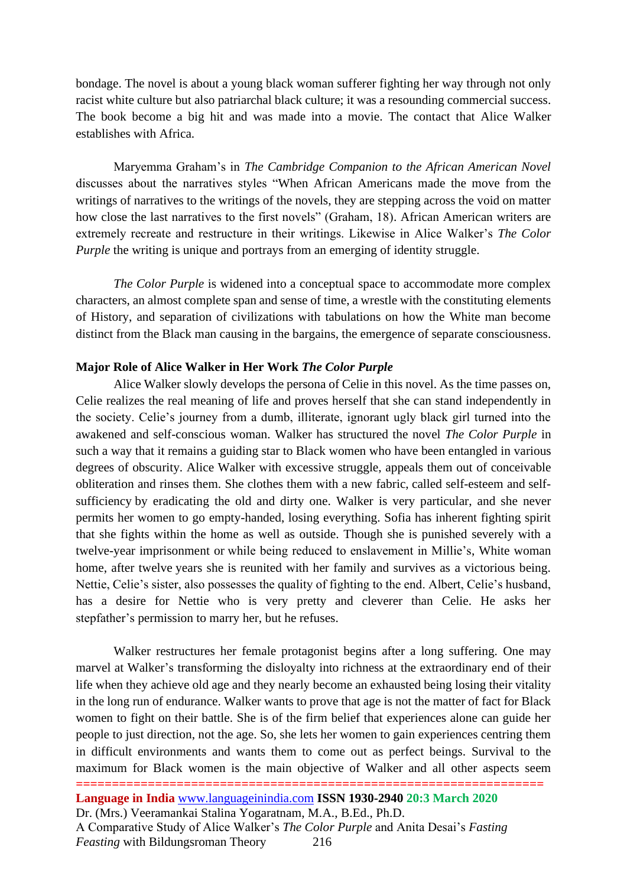bondage. The novel is about a young black woman sufferer fighting her way through not only racist white culture but also patriarchal black culture; it was a resounding commercial success. The book become a big hit and was made into a movie. The contact that Alice Walker establishes with Africa.

Maryemma Graham's in *The Cambridge Companion to the African American Novel* discusses about the narratives styles "When African Americans made the move from the writings of narratives to the writings of the novels, they are stepping across the void on matter how close the last narratives to the first novels" (Graham, 18). African American writers are extremely recreate and restructure in their writings. Likewise in Alice Walker's *The Color Purple* the writing is unique and portrays from an emerging of identity struggle.

*The Color Purple* is widened into a conceptual space to accommodate more complex characters, an almost complete span and sense of time, a wrestle with the constituting elements of History, and separation of civilizations with tabulations on how the White man become distinct from the Black man causing in the bargains, the emergence of separate consciousness.

**Major Role of Alice Walker in Her Work *The Color Purple***

Alice Walker slowly develops the persona of Celie in this novel. As the time passes on, Celie realizes the real meaning of life and proves herself that she can stand independently in the society. Celie's journey from a dumb, illiterate, ignorant ugly black girl turned into the awakened and self-conscious woman. Walker has structured the novel *The Color Purple* in such a way that it remains a guiding star to Black women who have been entangled in various degrees of obscurity. Alice Walker with excessive struggle, appeals them out of conceivable obliteration and rinses them. She clothes them with a new fabric, called self-esteem and self-sufficiency by eradicating the old and dirty one. Walker is very particular, and she never permits her women to go empty-handed, losing everything. Sofia has inherent fighting spirit that she fights within the home as well as outside. Though she is punished severely with a twelve-year imprisonment or while being reduced to enslavement in Millie's, White woman home, after twelve years she is reunited with her family and survives as a victorious being. Nettie, Celie's sister, also possesses the quality of fighting to the end. Albert, Celie's husband, has a desire for Nettie who is very pretty and cleverer than Celie. He asks her stepfather's permission to marry her, but he refuses.

Walker restructures her female protagonist begins after a long suffering. One may marvel at Walker's transforming the disloyalty into richness at the extraordinary end of their life when they achieve old age and they nearly become an exhausted being losing their vitality in the long run of endurance. Walker wants to prove that age is not the matter of fact for Black women to fight on their battle. She is of the firm belief that experiences alone can guide her people to just direction, not the age. So, she lets her women to gain experiences centring them in difficult environments and wants them to come out as perfect beings. Survival to the maximum for Black women is the main objective of Walker and all other aspects seem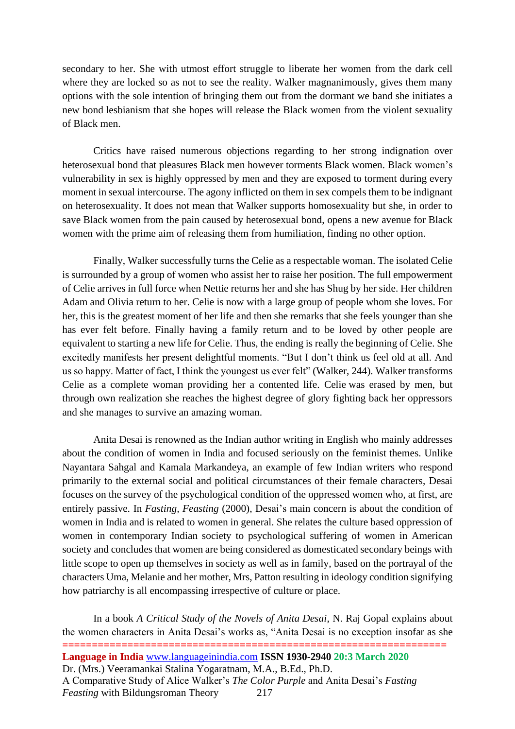secondary to her. She with utmost effort struggle to liberate her women from the dark cell where they are locked so as not to see the reality. Walker magnanimously, gives them many options with the sole intention of bringing them out from the dormant we band she initiates a new bond lesbianism that she hopes will release the Black women from the violent sexuality of Black men.

Critics have raised numerous objections regarding to her strong indignation over heterosexual bond that pleasures Black men however torments Black women. Black women's vulnerability in sex is highly oppressed by men and they are exposed to torment during every moment in sexual intercourse. The agony inflicted on them in sex compels them to be indignant on heterosexuality. It does not mean that Walker supports homosexuality but she, in order to save Black women from the pain caused by heterosexual bond, opens a new avenue for Black women with the prime aim of releasing them from humiliation, finding no other option.

Finally, Walker successfully turns the Celie as a respectable woman. The isolated Celie is surrounded by a group of women who assist her to raise her position. The full empowerment of Celie arrives in full force when Nettie returns her and she has Shug by her side. Her children Adam and Olivia return to her. Celie is now with a large group of people whom she loves. For her, this is the greatest moment of her life and then she remarks that she feels younger than she has ever felt before. Finally having a family return and to be loved by other people are equivalent to starting a new life for Celie. Thus, the ending is really the beginning of Celie. She excitedly manifests her present delightful moments. "But I don't think us feel old at all. And us so happy. Matter of fact, I think the youngest us ever felt" (Walker, 244). Walker transforms Celie as a complete woman providing her a contented life. Celie was erased by men, but through own realization she reaches the highest degree of glory fighting back her oppressors and she manages to survive an amazing woman.

Anita Desai is renowned as the Indian author writing in English who mainly addresses about the condition of women in India and focused seriously on the feminist themes. Unlike Nayantara Sahgal and Kamala Markandeya, an example of few Indian writers who respond primarily to the external social and political circumstances of their female characters, Desai focuses on the survey of the psychological condition of the oppressed women who, at first, are entirely passive. In *Fasting, Feasting* (2000), Desai's main concern is about the condition of women in India and is related to women in general. She relates the culture based oppression of women in contemporary Indian society to psychological suffering of women in American society and concludes that women are being considered as domesticated secondary beings with little scope to open up themselves in society as well as in family, based on the portrayal of the characters Uma, Melanie and her mother, Mrs, Patton resulting in ideology condition signifying how patriarchy is all encompassing irrespective of culture or place.

In a book *A Critical Study of the Novels of Anita Desai*, N. Raj Gopal explains about the women characters in Anita Desai's works as, "Anita Desai is no exception insofar as she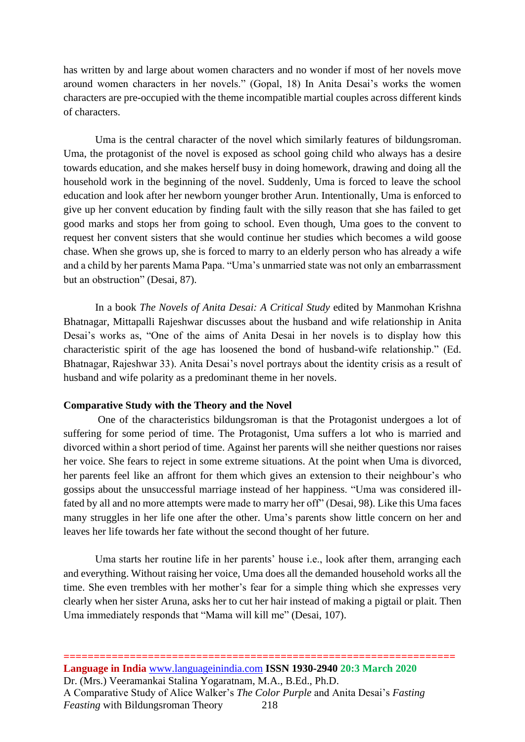has written by and large about women characters and no wonder if most of her novels move around women characters in her novels." (Gopal, 18) In Anita Desai's works the women characters are pre-occupied with the theme incompatible martial couples across different kinds of characters.

Uma is the central character of the novel which similarly features of bildungsroman. Uma, the protagonist of the novel is exposed as school going child who always has a desire towards education, and she makes herself busy in doing homework, drawing and doing all the household work in the beginning of the novel. Suddenly, Uma is forced to leave the school education and look after her newborn younger brother Arun. Intentionally, Uma is enforced to give up her convent education by finding fault with the silly reason that she has failed to get good marks and stops her from going to school. Even though, Uma goes to the convent to request her convent sisters that she would continue her studies which becomes a wild goose chase. When she grows up, she is forced to marry to an elderly person who has already a wife and a child by her parents Mama Papa. "Uma's unmarried state was not only an embarrassment but an obstruction" (Desai, 87).

In a book *The Novels of Anita Desai: A Critical Study* edited by Manmohan Krishna Bhatnagar, Mittapalli Rajeshwar discusses about the husband and wife relationship in Anita Desai's works as, "One of the aims of Anita Desai in her novels is to display how this characteristic spirit of the age has loosened the bond of husband-wife relationship." (Ed. Bhatnagar, Rajeshwar 33). Anita Desai's novel portrays about the identity crisis as a result of husband and wife polarity as a predominant theme in her novels.

**Comparative Study with the Theory and the Novel**

One of the characteristics bildungsroman is that the Protagonist undergoes a lot of suffering for some period of time. The Protagonist, Uma suffers a lot who is married and divorced within a short period of time. Against her parents will she neither questions nor raises her voice. She fears to reject in some extreme situations. At the point when Uma is divorced, her parents feel like an affront for them which gives an extension to their neighbour's who gossips about the unsuccessful marriage instead of her happiness. "Uma was considered ill-fated by all and no more attempts were made to marry her off" (Desai, 98). Like this Uma faces many struggles in her life one after the other. Uma's parents show little concern on her and leaves her life towards her fate without the second thought of her future.

Uma starts her routine life in her parents' house i.e., look after them, arranging each and everything. Without raising her voice, Uma does all the demanded household works all the time. She even trembles with her mother's fear for a simple thing which she expresses very clearly when her sister Aruna, asks her to cut her hair instead of making a pigtail or plait. Then Uma immediately responds that "Mama will kill me" (Desai, 107).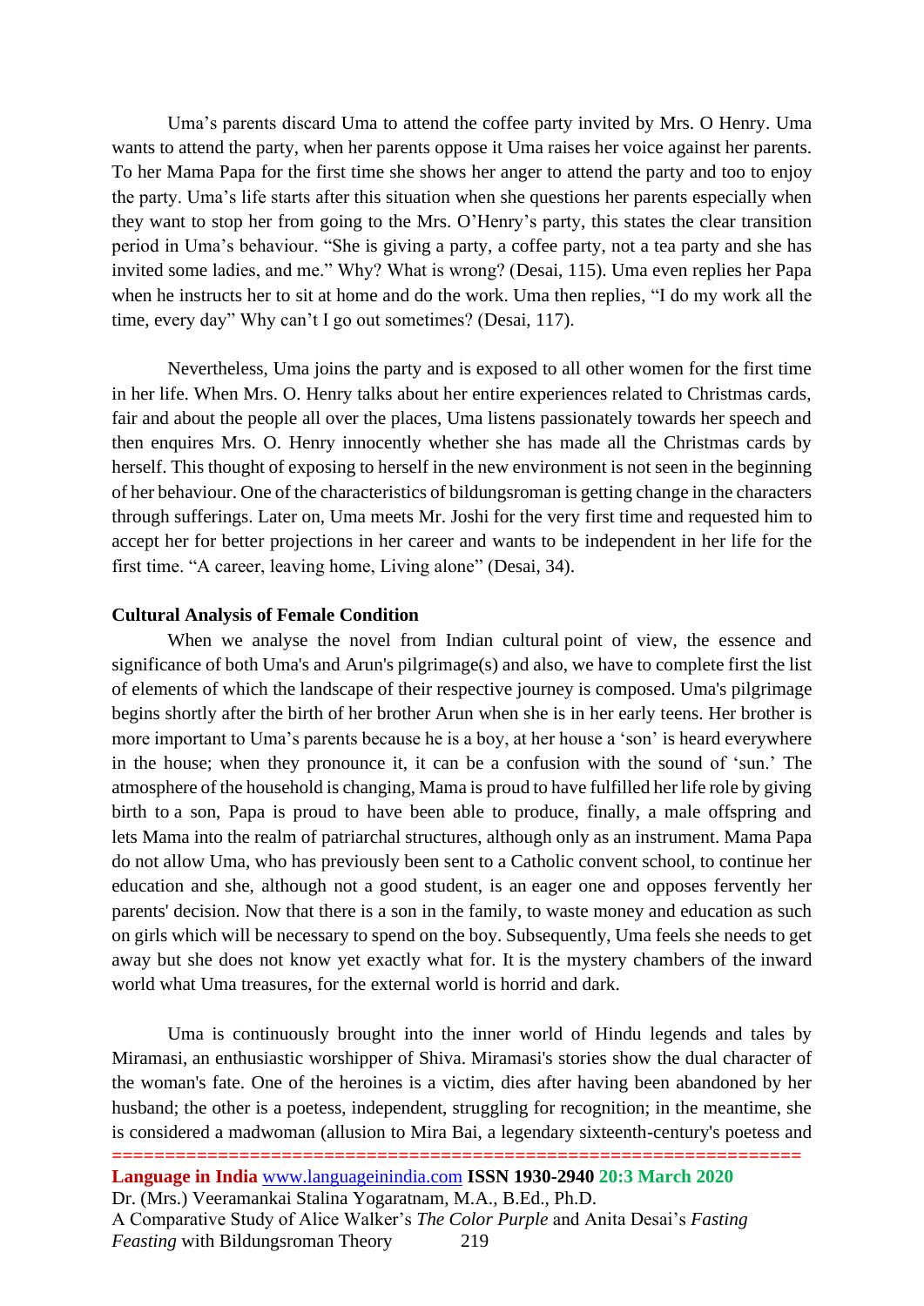Uma's parents discard Uma to attend the coffee party invited by Mrs. O Henry. Uma wants to attend the party, when her parents oppose it Uma raises her voice against her parents. To her Mama Papa for the first time she shows her anger to attend the party and too to enjoy the party. Uma's life starts after this situation when she questions her parents especially when they want to stop her from going to the Mrs. O'Henry's party, this states the clear transition period in Uma's behaviour. "She is giving a party, a coffee party, not a tea party and she has invited some ladies, and me." Why? What is wrong? (Desai, 115). Uma even replies her Papa when he instructs her to sit at home and do the work. Uma then replies, "I do my work all the time, every day" Why can't I go out sometimes? (Desai, 117).

Nevertheless, Uma joins the party and is exposed to all other women for the first time in her life. When Mrs. O. Henry talks about her entire experiences related to Christmas cards, fair and about the people all over the places, Uma listens passionately towards her speech and then enquires Mrs. O. Henry innocently whether she has made all the Christmas cards by herself. This thought of exposing to herself in the new environment is not seen in the beginning of her behaviour. One of the characteristics of bildungsroman is getting change in the characters through sufferings. Later on, Uma meets Mr. Joshi for the very first time and requested him to accept her for better projections in her career and wants to be independent in her life for the first time. "A career, leaving home, Living alone" (Desai, 34).

**Cultural Analysis of Female Condition**

When we analyse the novel from Indian cultural point of view, the essence and significance of both Uma's and Arun's pilgrimage(s) and also, we have to complete first the list of elements of which the landscape of their respective journey is composed. Uma's pilgrimage begins shortly after the birth of her brother Arun when she is in her early teens. Her brother is more important to Uma's parents because he is a boy, at her house a 'son' is heard everywhere in the house; when they pronounce it, it can be a confusion with the sound of 'sun.' The atmosphere of the household is changing, Mama is proud to have fulfilled her life role by giving birth to a son, Papa is proud to have been able to produce, finally, a male offspring and lets Mama into the realm of patriarchal structures, although only as an instrument. Mama Papa do not allow Uma, who has previously been sent to a Catholic convent school, to continue her education and she, although not a good student, is an eager one and opposes fervently her parents' decision. Now that there is a son in the family, to waste money and education as such on girls which will be necessary to spend on the boy. Subsequently, Uma feels she needs to get away but she does not know yet exactly what for. It is the mystery chambers of the inward world what Uma treasures, for the external world is horrid and dark.

Uma is continuously brought into the inner world of Hindu legends and tales by Miramasi, an enthusiastic worshipper of Shiva. Miramasi's stories show the dual character of the woman's fate. One of the heroines is a victim, dies after having been abandoned by her husband; the other is a poetess, independent, struggling for recognition; in the meantime, she is considered a madwoman (allusion to Mira Bai, a legendary sixteenth-century's poetess and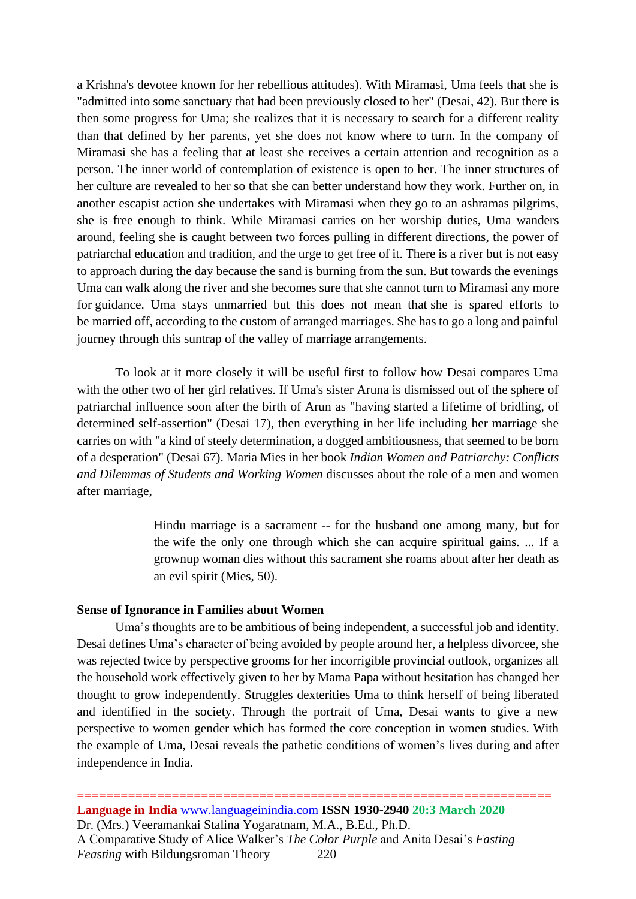a Krishna's devotee known for her rebellious attitudes). With Miramasi, Uma feels that she is "admitted into some sanctuary that had been previously closed to her" (Desai, 42). But there is then some progress for Uma; she realizes that it is necessary to search for a different reality than that defined by her parents, yet she does not know where to turn. In the company of Miramasi she has a feeling that at least she receives a certain attention and recognition as a person. The inner world of contemplation of existence is open to her. The inner structures of her culture are revealed to her so that she can better understand how they work. Further on, in another escapist action she undertakes with Miramasi when they go to an ashramas pilgrims, she is free enough to think. While Miramasi carries on her worship duties, Uma wanders around, feeling she is caught between two forces pulling in different directions, the power of patriarchal education and tradition, and the urge to get free of it. There is a river but is not easy to approach during the day because the sand is burning from the sun. But towards the evenings Uma can walk along the river and she becomes sure that she cannot turn to Miramasi any more for guidance. Uma stays unmarried but this does not mean that she is spared efforts to be married off, according to the custom of arranged marriages. She has to go a long and painful journey through this suntrap of the valley of marriage arrangements.

To look at it more closely it will be useful first to follow how Desai compares Uma with the other two of her girl relatives. If Uma's sister Aruna is dismissed out of the sphere of patriarchal influence soon after the birth of Arun as "having started a lifetime of bridling, of determined self-assertion" (Desai 17), then everything in her life including her marriage she carries on with "a kind of steely determination, a dogged ambitiousness, that seemed to be born of a desperation" (Desai 67). Maria Mies in her book *Indian Women and Patriarchy: Conflicts and Dilemmas of Students and Working Women* discusses about the role of a men and women after marriage,

> Hindu marriage is a sacrament -- for the husband one among many, but for the wife the only one through which she can acquire spiritual gains. ... If a grownup woman dies without this sacrament she roams about after her death as an evil spirit (Mies, 50).

**Sense of Ignorance in Families about Women**

Uma's thoughts are to be ambitious of being independent, a successful job and identity. Desai defines Uma's character of being avoided by people around her, a helpless divorcee, she was rejected twice by perspective grooms for her incorrigible provincial outlook, organizes all the household work effectively given to her by Mama Papa without hesitation has changed her thought to grow independently. Struggles dexterities Uma to think herself of being liberated and identified in the society. Through the portrait of Uma, Desai wants to give a new perspective to women gender which has formed the core conception in women studies. With the example of Uma, Desai reveals the pathetic conditions of women's lives during and after independence in India.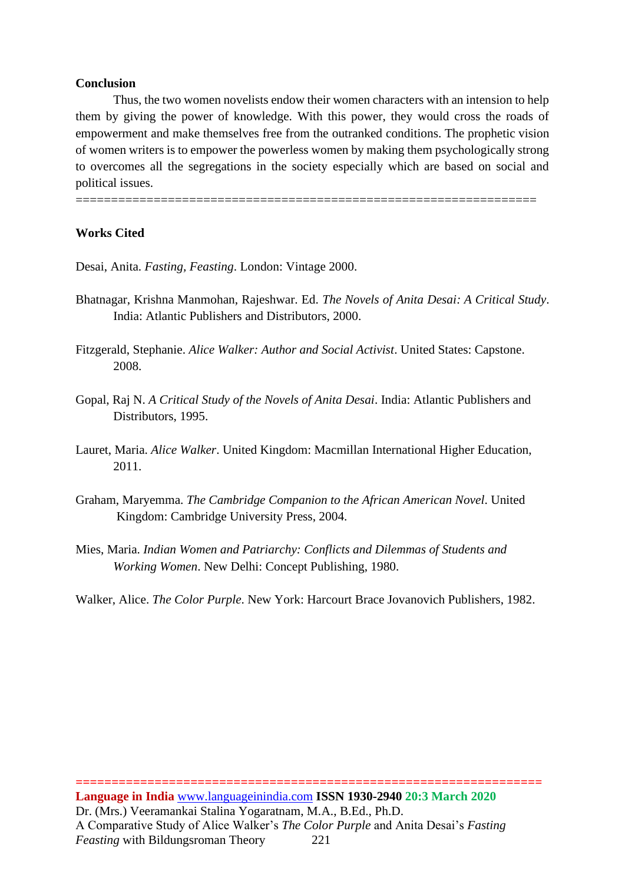**Conclusion**

Thus, the two women novelists endow their women characters with an intension to help them by giving the power of knowledge. With this power, they would cross the roads of empowerment and make themselves free from the outranked conditions. The prophetic vision of women writers is to empower the powerless women by making them psychologically strong to overcomes all the segregations in the society especially which are based on social and political issues.

=================================================================

**Works Cited**

Desai, Anita. *Fasting, Feasting*. London: Vintage 2000.

Bhatnagar, Krishna Manmohan, Rajeshwar. Ed. *The Novels of Anita Desai: A Critical Study*. India: Atlantic Publishers and Distributors, 2000.

Fitzgerald, Stephanie. *Alice Walker: Author and Social Activist*. United States: Capstone. 2008.

Gopal, Raj N. *A Critical Study of the Novels of Anita Desai*. India: Atlantic Publishers and Distributors, 1995.

Lauret, Maria. *Alice Walker*. United Kingdom: Macmillan International Higher Education, 2011.

Graham, Maryemma. *The Cambridge Companion to the African American Novel*. United Kingdom: Cambridge University Press, 2004.

Mies, Maria. *Indian Women and Patriarchy: Conflicts and Dilemmas of Students and Working Women*. New Delhi: Concept Publishing, 1980.

Walker, Alice. *The Color Purple*. New York: Harcourt Brace Jovanovich Publishers, 1982.